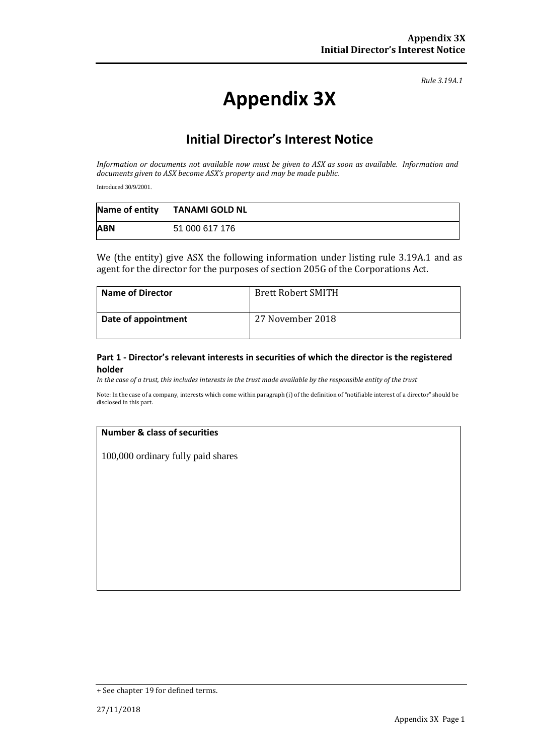*Rule 3.19A.1*

# Appendix 3X

## Initial Director's Interest Notice

*Information or documents not available now must be given to ASX as soon as available. Information and documents given to ASX become ASX's property and may be made public.*

Introduced 30/9/2001.

| Name of entity | TANAMI GOLD NL |
|---|---|
| ABN | 51 000 617 176 |

We (the entity) give ASX the following information under listing rule 3.19A.1 and as agent for the director for the purposes of section 205G of the Corporations Act.

| Name of Director | Brett Robert SMITH |
|---|---|
| Date of appointment | 27 November 2018 |

### Part 1 - Director's relevant interests in securities of which the director is the registered holder

*In the case of a trust, this includes interests in the trust made available by the responsible entity of the trust*

Note: In the case of a company, interests which come within paragraph (i) of the definition of "notifiable interest of a director" should be disclosed in this part.

| Number & class of securities |
|---|
| 100,000 ordinary fully paid shares |

+ See chapter 19 for defined terms.

27/11/2018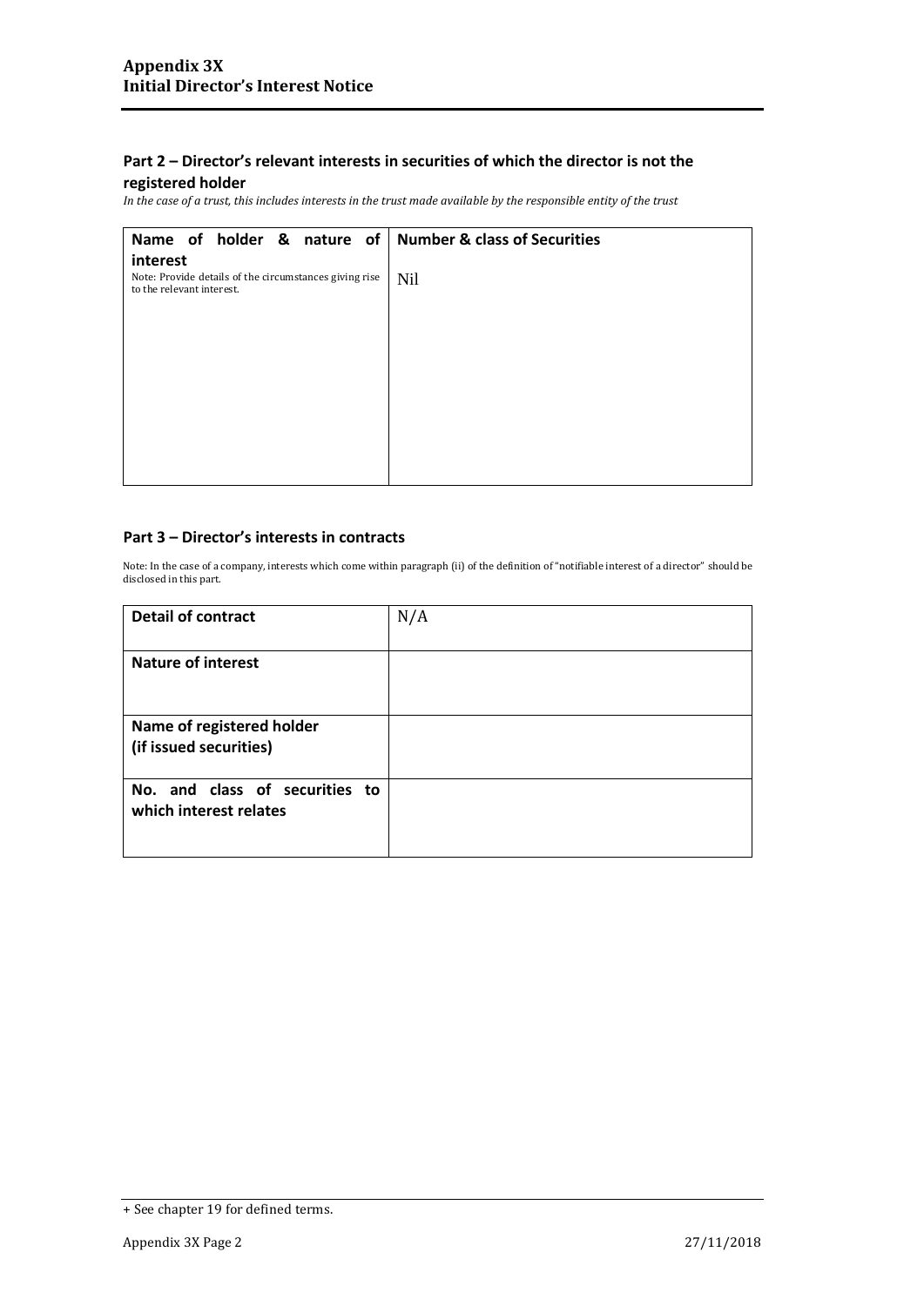## Part 2 – Director's relevant interests in securities of which the director is not the registered holder

*In the case of a trust, this includes interests in the trust made available by the responsible entity of the trust*

| Name of holder & nature of interest<br>Note: Provide details of the circumstances giving rise to the relevant interest. | Number & class of Securities |
|---|---|
| | Nil |

## Part 3 – Director's interests in contracts

Note: In the case of a company, interests which come within paragraph (ii) of the definition of "notifiable interest of a director" should be disclosed in this part.

| | |
|---|---|
| **Detail of contract** | N/A |
| **Nature of interest** | |
| **Name of registered holder (if issued securities)** | |
| **No. and class of securities to which interest relates** | |

+ See chapter 19 for defined terms.